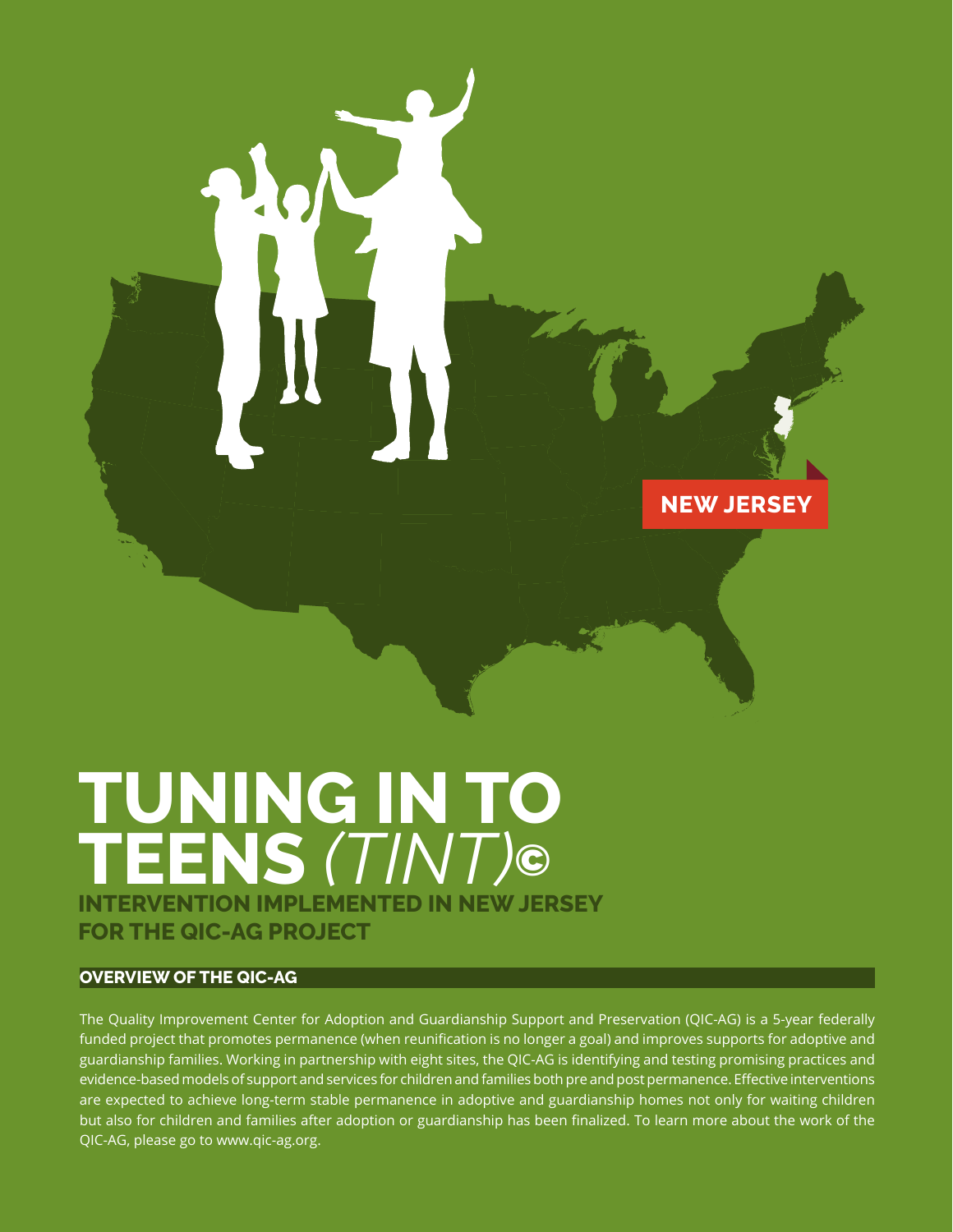NEW JERSEY

# TUNING IN TO TEENS *(TINT)*©

## INTERVENTION IMPLEMENTED IN NEW JERSEY FOR THE QIC-AG PROJECT

### OVERVIEW OF THE QIC-AG

The Quality Improvement Center for Adoption and Guardianship Support and Preservation (QIC-AG) is a 5-year federally funded project that promotes permanence (when reunification is no longer a goal) and improves supports for adoptive and guardianship families. Working in partnership with eight sites, the QIC-AG is identifying and testing promising practices and evidence-based models of support and services for children and families both pre and post permanence. Effective interventions are expected to achieve long-term stable permanence in adoptive and guardianship homes not only for waiting children but also for children and families after adoption or guardianship has been finalized. To learn more about the work of the QIC-AG, please go to www.qic-ag.org.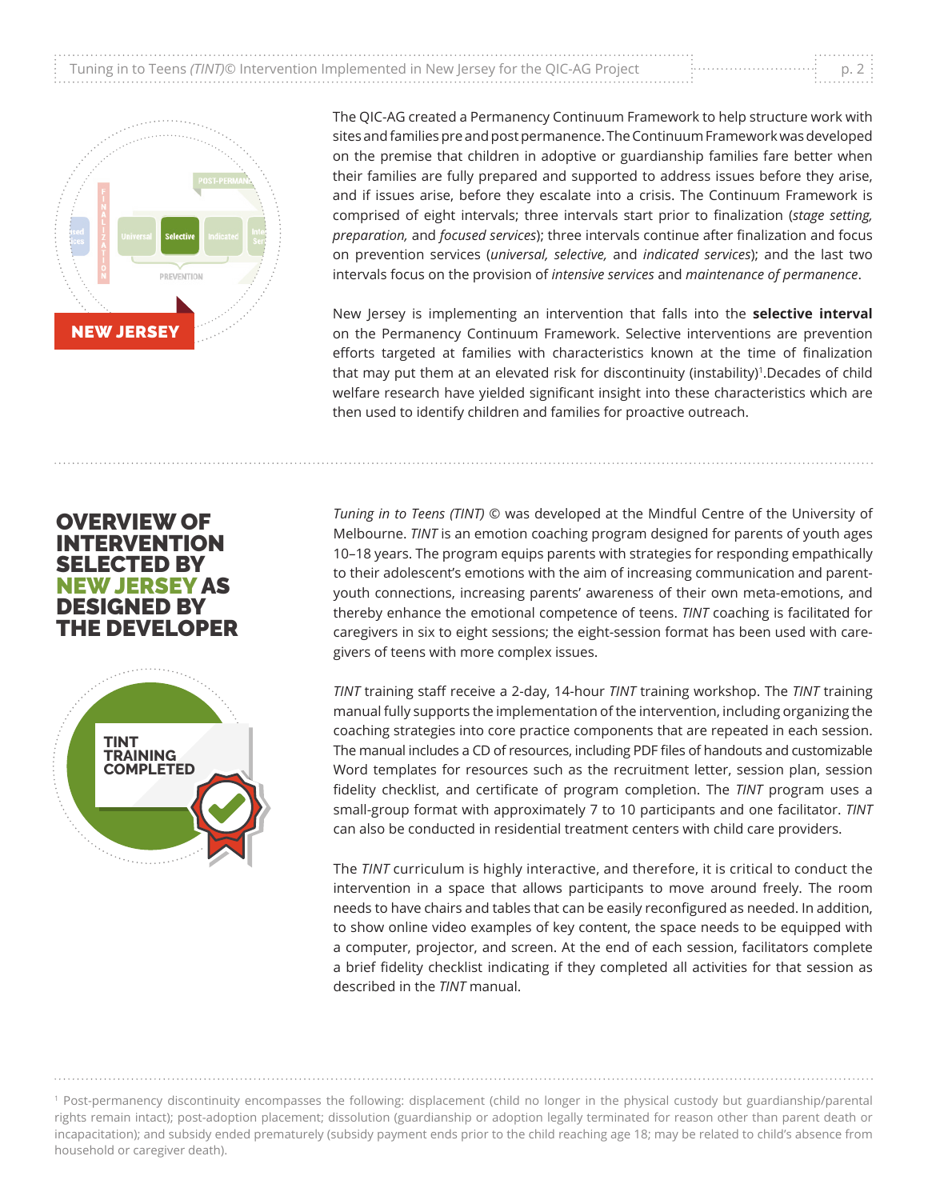The QIC-AG created a Permanency Continuum Framework to help structure work with sites and families pre and post permanence. The Continuum Framework was developed on the premise that children in adoptive or guardianship families fare better when their families are fully prepared and supported to address issues before they arise, and if issues arise, before they escalate into a crisis. The Continuum Framework is comprised of eight intervals; three intervals start prior to finalization (*stage setting, preparation,* and *focused services*); three intervals continue after finalization and focus on prevention services (*universal, selective,* and *indicated services*); and the last two intervals focus on the provision of *intensive services* and *maintenance of permanence*.

New Jersey is implementing an intervention that falls into the **selective interval** on the Permanency Continuum Framework. Selective interventions are prevention efforts targeted at families with characteristics known at the time of finalization that may put them at an elevated risk for discontinuity (instability)[1]. Decades of child welfare research have yielded significant insight into these characteristics which are then used to identify children and families for proactive outreach.

## OVERVIEW OF INTERVENTION SELECTED BY NEW JERSEY AS DESIGNED BY THE DEVELOPER

*Tuning in to Teens (TINT)* © was developed at the Mindful Centre of the University of Melbourne. *TINT* is an emotion coaching program designed for parents of youth ages 10–18 years. The program equips parents with strategies for responding empathically to their adolescent's emotions with the aim of increasing communication and parent-youth connections, increasing parents' awareness of their own meta-emotions, and thereby enhance the emotional competence of teens. *TINT* coaching is facilitated for caregivers in six to eight sessions; the eight-session format has been used with caregivers of teens with more complex issues.

*TINT* training staff receive a 2-day, 14-hour *TINT* training workshop. The *TINT* training manual fully supports the implementation of the intervention, including organizing the coaching strategies into core practice components that are repeated in each session. The manual includes a CD of resources, including PDF files of handouts and customizable Word templates for resources such as the recruitment letter, session plan, session fidelity checklist, and certificate of program completion. The *TINT* program uses a small-group format with approximately 7 to 10 participants and one facilitator. *TINT* can also be conducted in residential treatment centers with child care providers.

The *TINT* curriculum is highly interactive, and therefore, it is critical to conduct the intervention in a space that allows participants to move around freely. The room needs to have chairs and tables that can be easily reconfigured as needed. In addition, to show online video examples of key content, the space needs to be equipped with a computer, projector, and screen. At the end of each session, facilitators complete a brief fidelity checklist indicating if they completed all activities for that session as described in the *TINT* manual.

[1] Post-permanency discontinuity encompasses the following: displacement (child no longer in the physical custody but guardianship/parental rights remain intact); post-adoption placement; dissolution (guardianship or adoption legally terminated for reason other than parent death or incapacitation); and subsidy ended prematurely (subsidy payment ends prior to the child reaching age 18; may be related to child's absence from household or caregiver death).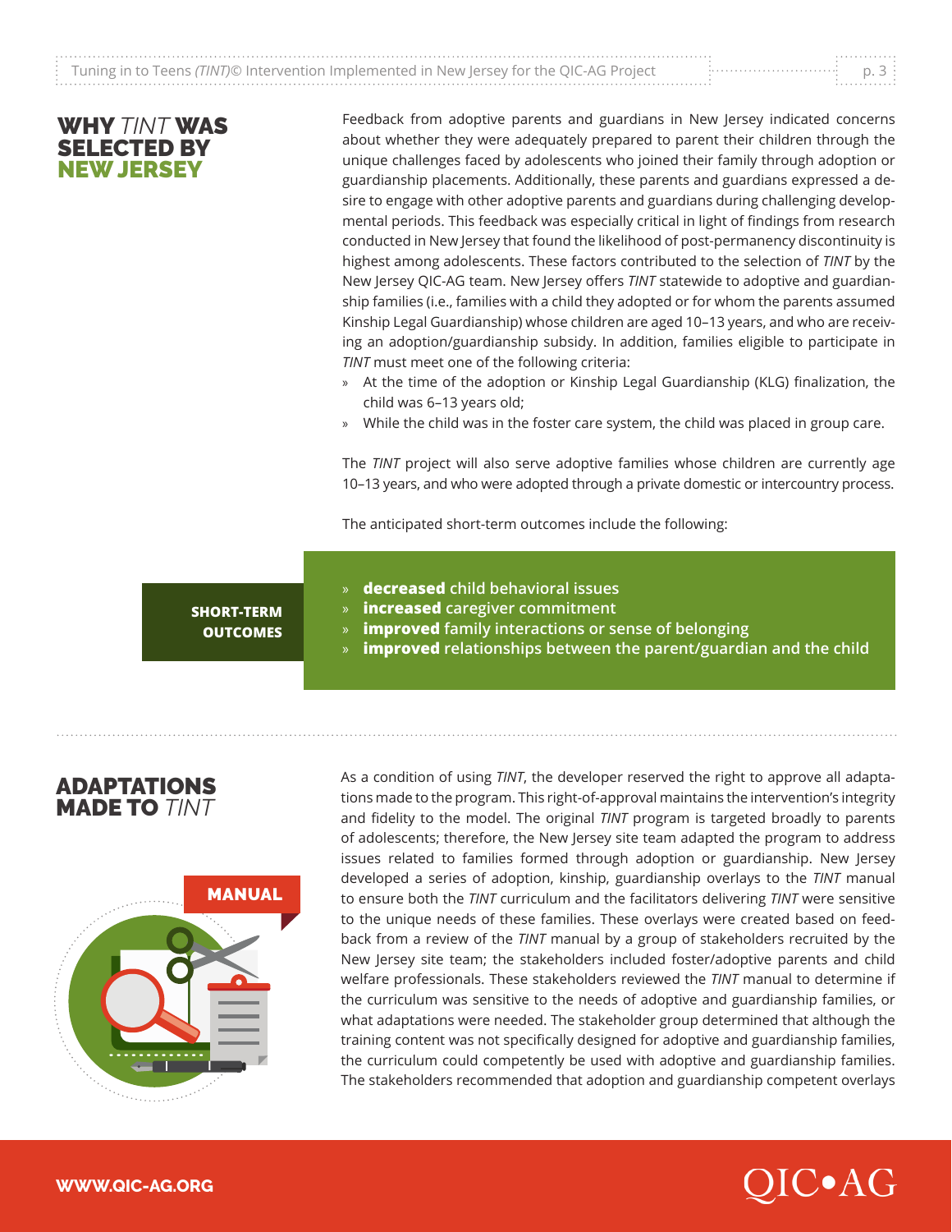## WHY *TINT* WAS SELECTED BY NEW JERSEY

Feedback from adoptive parents and guardians in New Jersey indicated concerns about whether they were adequately prepared to parent their children through the unique challenges faced by adolescents who joined their family through adoption or guardianship placements. Additionally, these parents and guardians expressed a desire to engage with other adoptive parents and guardians during challenging developmental periods. This feedback was especially critical in light of findings from research conducted in New Jersey that found the likelihood of post-permanency discontinuity is highest among adolescents. These factors contributed to the selection of *TINT* by the New Jersey QIC-AG team. New Jersey offers *TINT* statewide to adoptive and guardianship families (i.e., families with a child they adopted or for whom the parents assumed Kinship Legal Guardianship) whose children are aged 10–13 years, and who are receiving an adoption/guardianship subsidy. In addition, families eligible to participate in *TINT* must meet one of the following criteria:

- At the time of the adoption or Kinship Legal Guardianship (KLG) finalization, the child was 6–13 years old;
- While the child was in the foster care system, the child was placed in group care.

The *TINT* project will also serve adoptive families whose children are currently age 10–13 years, and who were adopted through a private domestic or intercountry process.

The anticipated short-term outcomes include the following:

**SHORT-TERM OUTCOMES**

- **decreased** child behavioral issues
- **increased** caregiver commitment
- **improved** family interactions or sense of belonging
- **improved** relationships between the parent/guardian and the child

## ADAPTATIONS MADE TO *TINT*

MANUAL

As a condition of using *TINT*, the developer reserved the right to approve all adaptations made to the program. This right-of-approval maintains the intervention's integrity and fidelity to the model. The original *TINT* program is targeted broadly to parents of adolescents; therefore, the New Jersey site team adapted the program to address issues related to families formed through adoption or guardianship. New Jersey developed a series of adoption, kinship, guardianship overlays to the *TINT* manual to ensure both the *TINT* curriculum and the facilitators delivering *TINT* were sensitive to the unique needs of these families. These overlays were created based on feedback from a review of the *TINT* manual by a group of stakeholders recruited by the New Jersey site team; the stakeholders included foster/adoptive parents and child welfare professionals. These stakeholders reviewed the *TINT* manual to determine if the curriculum was sensitive to the needs of adoptive and guardianship families, or what adaptations were needed. The stakeholder group determined that although the training content was not specifically designed for adoptive and guardianship families, the curriculum could competently be used with adoptive and guardianship families. The stakeholders recommended that adoption and guardianship competent overlays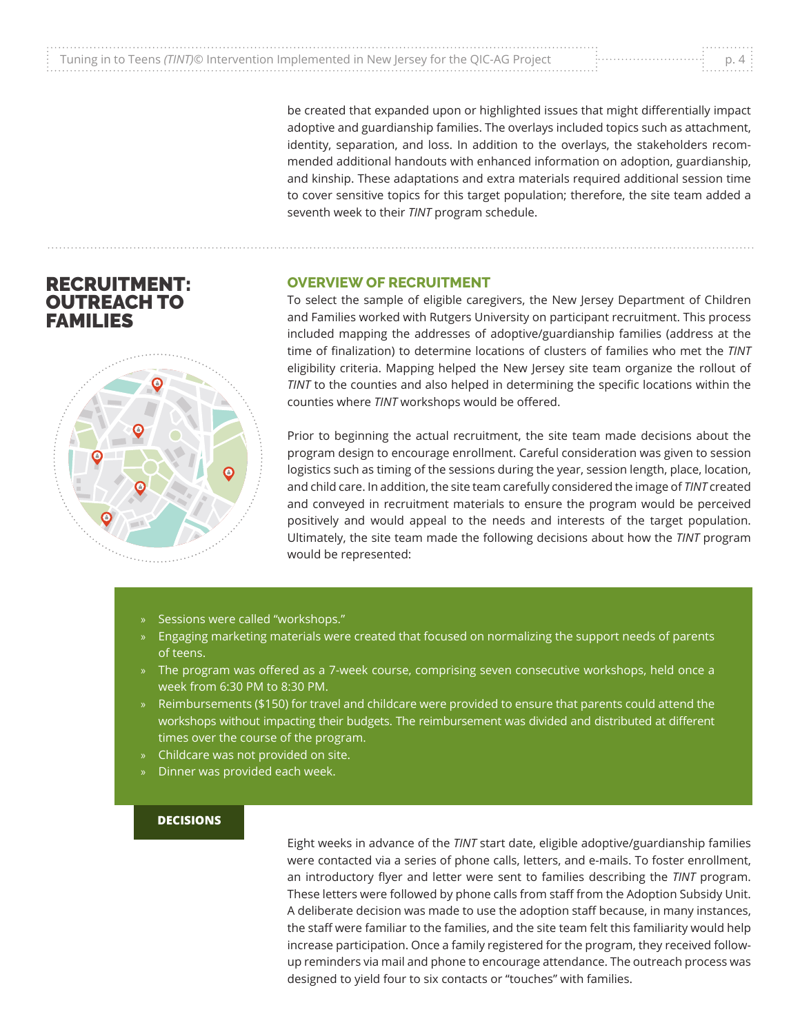be created that expanded upon or highlighted issues that might differentially impact adoptive and guardianship families. The overlays included topics such as attachment, identity, separation, and loss. In addition to the overlays, the stakeholders recommended additional handouts with enhanced information on adoption, guardianship, and kinship. These adaptations and extra materials required additional session time to cover sensitive topics for this target population; therefore, the site team added a seventh week to their *TINT* program schedule.

## RECRUITMENT: OUTREACH TO FAMILIES

### OVERVIEW OF RECRUITMENT

To select the sample of eligible caregivers, the New Jersey Department of Children and Families worked with Rutgers University on participant recruitment. This process included mapping the addresses of adoptive/guardianship families (address at the time of finalization) to determine locations of clusters of families who met the *TINT* eligibility criteria. Mapping helped the New Jersey site team organize the rollout of *TINT* to the counties and also helped in determining the specific locations within the counties where *TINT* workshops would be offered.

Prior to beginning the actual recruitment, the site team made decisions about the program design to encourage enrollment. Careful consideration was given to session logistics such as timing of the sessions during the year, session length, place, location, and child care. In addition, the site team carefully considered the image of *TINT* created and conveyed in recruitment materials to ensure the program would be perceived positively and would appeal to the needs and interests of the target population. Ultimately, the site team made the following decisions about how the *TINT* program would be represented:

- Sessions were called “workshops.”
- Engaging marketing materials were created that focused on normalizing the support needs of parents of teens.
- The program was offered as a 7-week course, comprising seven consecutive workshops, held once a week from 6:30 PM to 8:30 PM.
- Reimbursements ($150) for travel and childcare were provided to ensure that parents could attend the workshops without impacting their budgets. The reimbursement was divided and distributed at different times over the course of the program.
- Childcare was not provided on site.
- Dinner was provided each week.

**DECISIONS**

Eight weeks in advance of the *TINT* start date, eligible adoptive/guardianship families were contacted via a series of phone calls, letters, and e-mails. To foster enrollment, an introductory flyer and letter were sent to families describing the *TINT* program. These letters were followed by phone calls from staff from the Adoption Subsidy Unit. A deliberate decision was made to use the adoption staff because, in many instances, the staff were familiar to the families, and the site team felt this familiarity would help increase participation. Once a family registered for the program, they received follow-up reminders via mail and phone to encourage attendance. The outreach process was designed to yield four to six contacts or “touches” with families.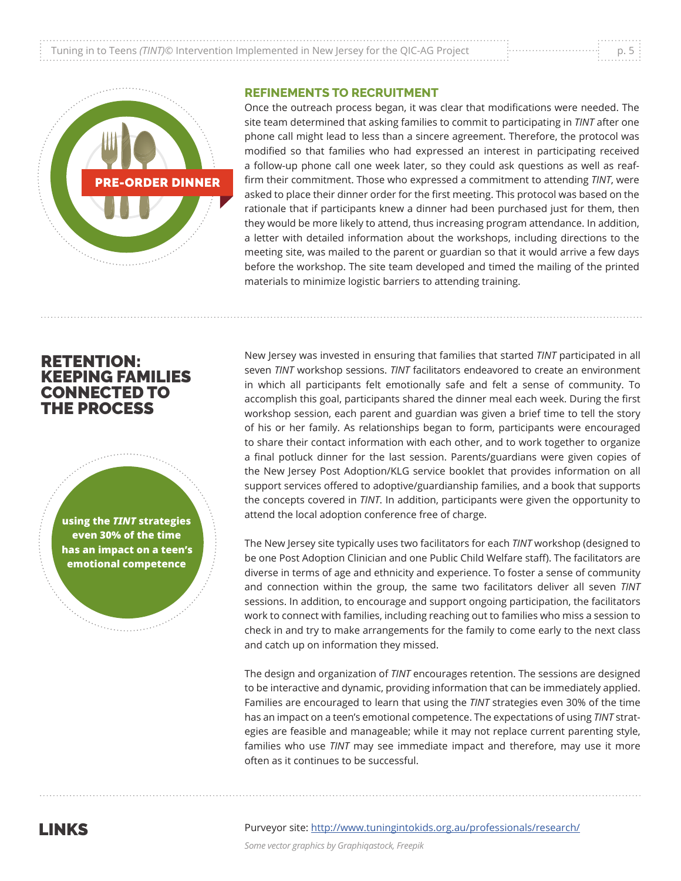**PRE-ORDER DINNER**

## REFINEMENTS TO RECRUITMENT

Once the outreach process began, it was clear that modifications were needed. The site team determined that asking families to commit to participating in *TINT* after one phone call might lead to less than a sincere agreement. Therefore, the protocol was modified so that families who had expressed an interest in participating received a follow-up phone call one week later, so they could ask questions as well as reaffirm their commitment. Those who expressed a commitment to attending *TINT*, were asked to place their dinner order for the first meeting. This protocol was based on the rationale that if participants knew a dinner had been purchased just for them, then they would be more likely to attend, thus increasing program attendance. In addition, a letter with detailed information about the workshops, including directions to the meeting site, was mailed to the parent or guardian so that it would arrive a few days before the workshop. The site team developed and timed the mailing of the printed materials to minimize logistic barriers to attending training.

## RETENTION: KEEPING FAMILIES CONNECTED TO THE PROCESS

**using the *TINT* strategies even 30% of the time has an impact on a teen's emotional competence**

New Jersey was invested in ensuring that families that started *TINT* participated in all seven *TINT* workshop sessions. *TINT* facilitators endeavored to create an environment in which all participants felt emotionally safe and felt a sense of community. To accomplish this goal, participants shared the dinner meal each week. During the first workshop session, each parent and guardian was given a brief time to tell the story of his or her family. As relationships began to form, participants were encouraged to share their contact information with each other, and to work together to organize a final potluck dinner for the last session. Parents/guardians were given copies of the New Jersey Post Adoption/KLG service booklet that provides information on all support services offered to adoptive/guardianship families, and a book that supports the concepts covered in *TINT*. In addition, participants were given the opportunity to attend the local adoption conference free of charge.

The New Jersey site typically uses two facilitators for each *TINT* workshop (designed to be one Post Adoption Clinician and one Public Child Welfare staff). The facilitators are diverse in terms of age and ethnicity and experience. To foster a sense of community and connection within the group, the same two facilitators deliver all seven *TINT* sessions. In addition, to encourage and support ongoing participation, the facilitators work to connect with families, including reaching out to families who miss a session to check in and try to make arrangements for the family to come early to the next class and catch up on information they missed.

The design and organization of *TINT* encourages retention. The sessions are designed to be interactive and dynamic, providing information that can be immediately applied. Families are encouraged to learn that using the *TINT* strategies even 30% of the time has an impact on a teen's emotional competence. The expectations of using *TINT* strategies are feasible and manageable; while it may not replace current parenting style, families who use *TINT* may see immediate impact and therefore, may use it more often as it continues to be successful.

## LINKS

Purveyor site: [http://www.tuningintokids.org.au/professionals/research/](http://www.tuningintokids.org.au/professionals/research/)

*Some vector graphics by Graphiqastock, Freepik*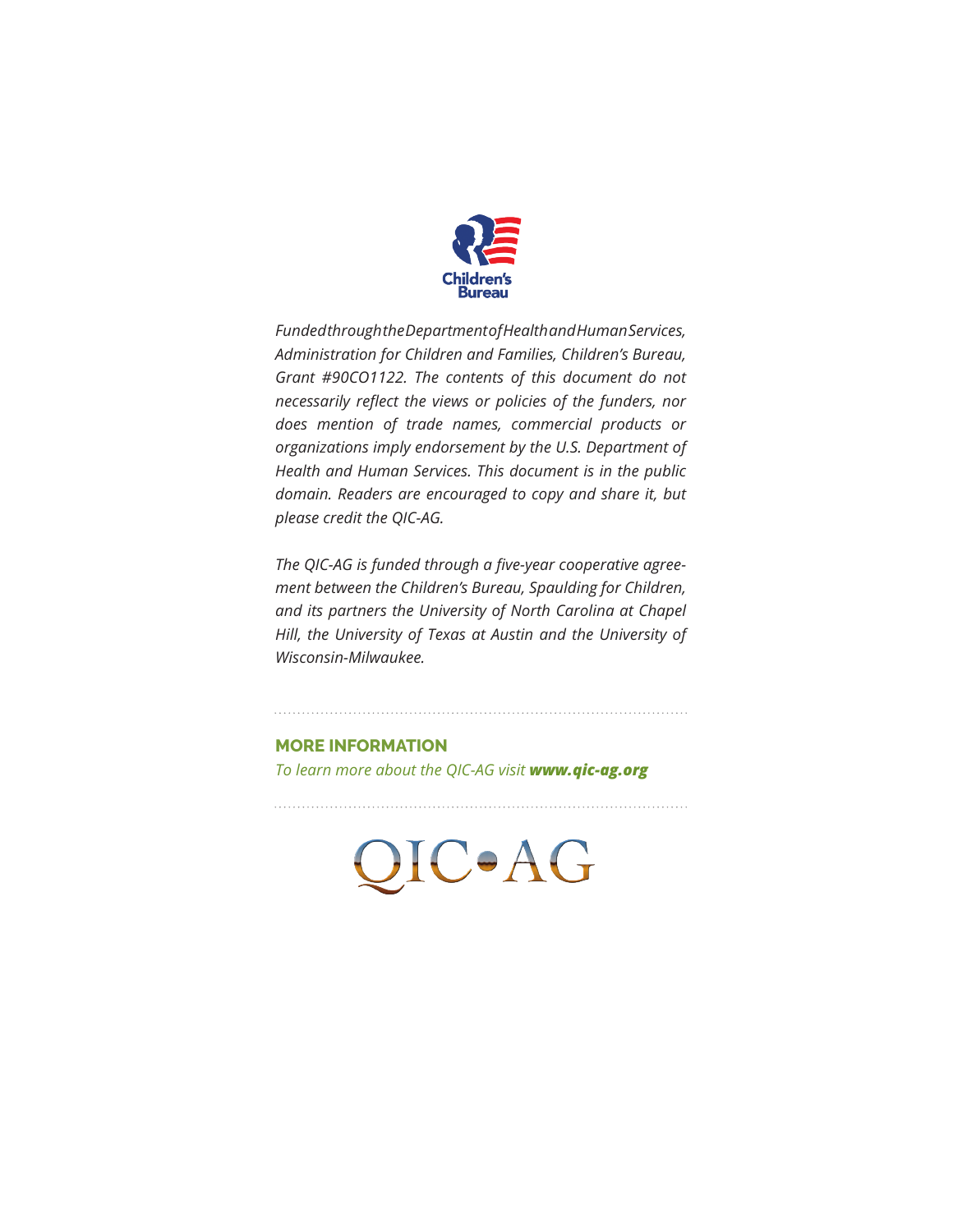Children's Bureau

*Funded through the Department of Health and Human Services, Administration for Children and Families, Children's Bureau, Grant #90CO1122. The contents of this document do not necessarily reflect the views or policies of the funders, nor does mention of trade names, commercial products or organizations imply endorsement by the U.S. Department of Health and Human Services. This document is in the public domain. Readers are encouraged to copy and share it, but please credit the QIC-AG.*

*The QIC-AG is funded through a five-year cooperative agreement between the Children's Bureau, Spaulding for Children, and its partners the University of North Carolina at Chapel Hill, the University of Texas at Austin and the University of Wisconsin-Milwaukee.*

**MORE INFORMATION**

*To learn more about the QIC-AG visit* ***www.qic-ag.org***

QIC•AG